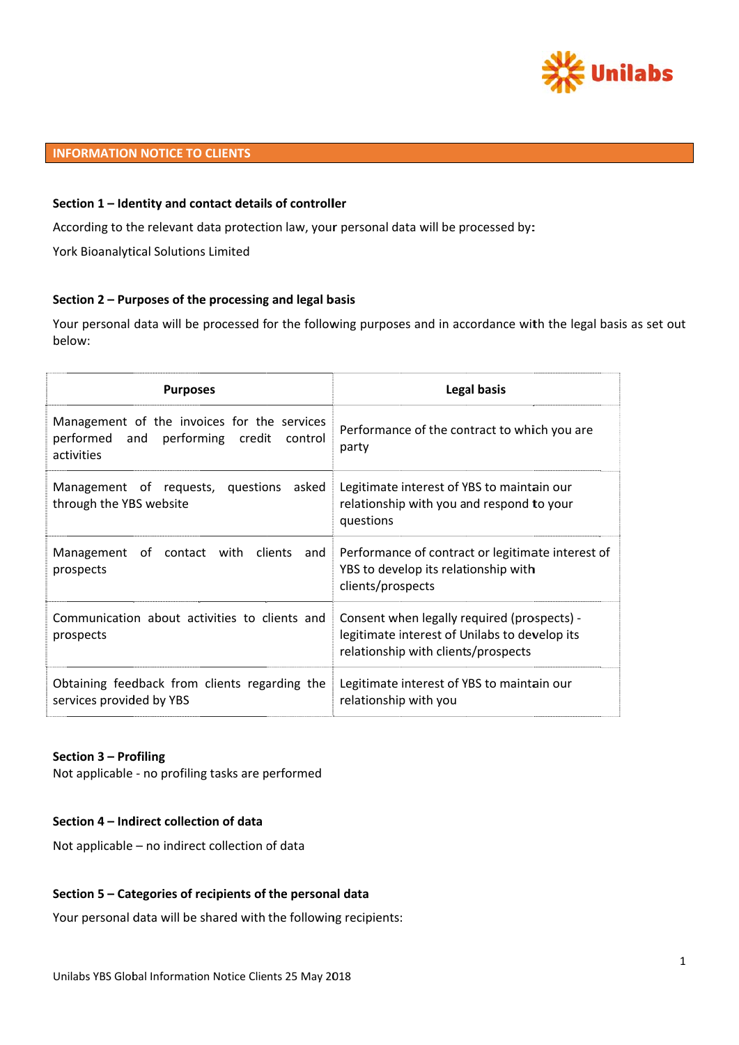# INFORMATION NOTICE TO CLIENTS

### Section 1 – Identity and contact details of controller

According to the relevant data protection law, your personal data will be processed by:

York Bioanalytical Solutions Limited

### Section 2 – Purposes of the processing and legal basis

Your personal data will be processed for the following purposes and in accordance with the legal basis as set out below:

| Purposes | Legal basis |
|---|---|
| Management of the invoices for the services performed and performing credit control activities | Performance of the contract to which you are party |
| Management of requests, questions asked through the YBS website | Legitimate interest of YBS to maintain our relationship with you and respond to your questions |
| Management of contact with clients and prospects | Performance of contract or legitimate interest of YBS to develop its relationship with clients/prospects |
| Communication about activities to clients and prospects | Consent when legally required (prospects) - legitimate interest of Unilabs to develop its relationship with clients/prospects |
| Obtaining feedback from clients regarding the services provided by YBS | Legitimate interest of YBS to maintain our relationship with you |

### Section 3 – Profiling

Not applicable - no profiling tasks are performed

### Section 4 – Indirect collection of data

Not applicable – no indirect collection of data

### Section 5 – Categories of recipients of the personal data

Your personal data will be shared with the following recipients: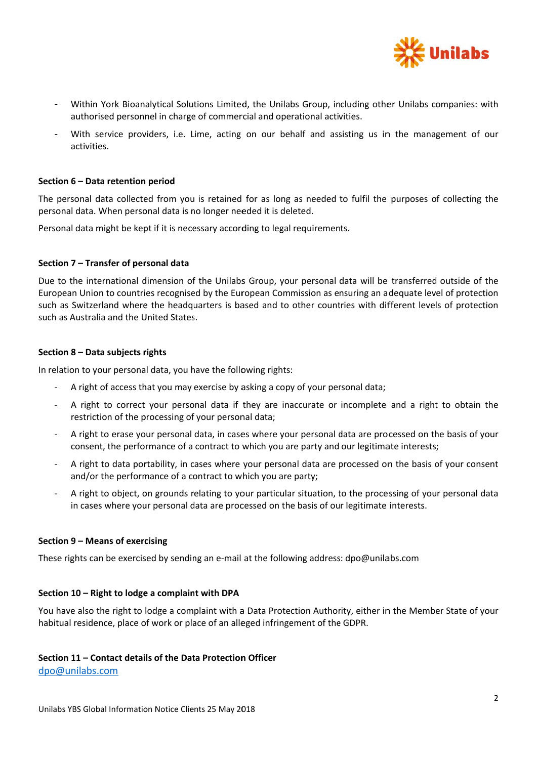- Within York Bioanalytical Solutions Limited, the Unilabs Group, including other Unilabs companies: with authorised personnel in charge of commercial and operational activities.
- With service providers, i.e. Lime, acting on our behalf and assisting us in the management of our activities.

**Section 6 – Data retention period**

The personal data collected from you is retained for as long as needed to fulfil the purposes of collecting the personal data. When personal data is no longer needed it is deleted.

Personal data might be kept if it is necessary according to legal requirements.

**Section 7 – Transfer of personal data**

Due to the international dimension of the Unilabs Group, your personal data will be transferred outside of the European Union to countries recognised by the European Commission as ensuring an adequate level of protection such as Switzerland where the headquarters is based and to other countries with different levels of protection such as Australia and the United States.

**Section 8 – Data subjects rights**

In relation to your personal data, you have the following rights:

- A right of access that you may exercise by asking a copy of your personal data;
- A right to correct your personal data if they are inaccurate or incomplete and a right to obtain the restriction of the processing of your personal data;
- A right to erase your personal data, in cases where your personal data are processed on the basis of your consent, the performance of a contract to which you are party and our legitimate interests;
- A right to data portability, in cases where your personal data are processed on the basis of your consent and/or the performance of a contract to which you are party;
- A right to object, on grounds relating to your particular situation, to the processing of your personal data in cases where your personal data are processed on the basis of our legitimate interests.

**Section 9 – Means of exercising**

These rights can be exercised by sending an e-mail at the following address: dpo@unilabs.com

**Section 10 – Right to lodge a complaint with DPA**

You have also the right to lodge a complaint with a Data Protection Authority, either in the Member State of your habitual residence, place of work or place of an alleged infringement of the GDPR.

**Section 11 – Contact details of the Data Protection Officer**

dpo@unilabs.com

Unilabs YBS Global Information Notice Clients 25 May 2018